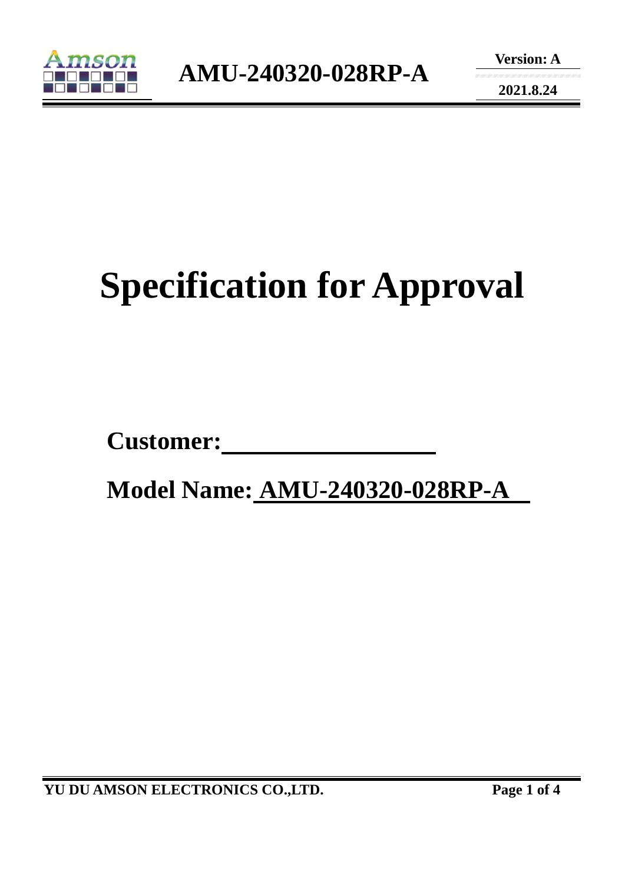# Specification for Approval

**Customer:**\_\_\_\_\_\_\_\_\_\_\_\_\_\_\_\_\_\_

**Model Name: AMU-240320-028RP-A**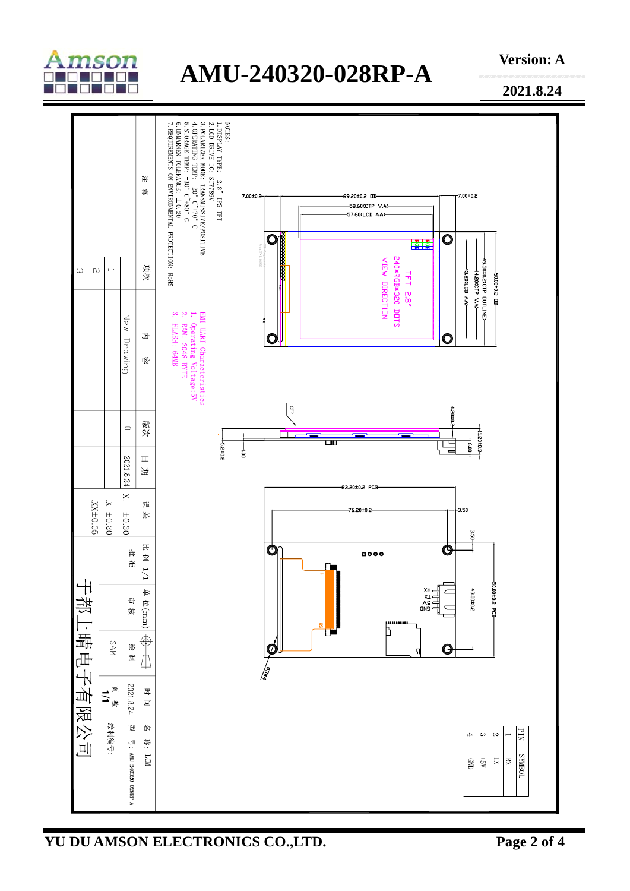# AMU-240320-028RP-A

Version: A

2021.8.24

NOTES:

1. DISPLAY TYPE: 2.8" IPS TFT
2. LCD DRIVE IC: ST7789V
3. POLARIZER MODE: TRANSMISSIVE/POSITIVE
4. OPERATING TEMP: -20° C~70° C
5. STORAGE TEMP: -30° C~+80° C
6. UNMARKER TOLERANCE: ±0.20
7. REQUIREMENTS ON ENVIRONMENTAL PROTECTION: RoHS

HMI UART Characteristics

1. Operating Voltage:5V
2. RAM: 2048 BYTE
3. FLASH: 64MB

TFT 2.8"
240*RGB*320 DOTS
VIEW DIRECTION

7.00±0.2
69.20±0.2 OD
58.60(CTP V.A)
57.60(LCD AA)
7.00±0.2
50.00±0.2 OD
49.50±0.2(CTP OUTLINE)
44.20(CTP V.A)
43.20(LCD AA)

CTP
4.20±0.2
11.20±0.3
6.00
5.2±0.2
1.00

83.20±0.2 PCB
76.20±0.2
3.50
3.50
50.00±0.2 PCB
43.00±0.2
RX TX 5V GND
Φ3x4

| PIN | SYMBOL |
|---|---|
| 1 | RX |
| 2 | TX |
| 3 | +5V |
| 4 | GND |

| 项次 | 内容 | 版次 | 日期 |
|---|---|---|---|
| 1 | New Drawing | 0 | 2021.8.24 |
| 2 | | | |
| 3 | | | |

注释

误差: X. ±0.30; .X ±0.20; .XX±0.05

比例 1/1; 单位(mm)

批准; 审核; 绘制 SAM

时间 2021.8.24; 页数 1/1

名称: LCD

型号: AMU-240320-028RP-A

绘制编号:

于都上晴电子有限公司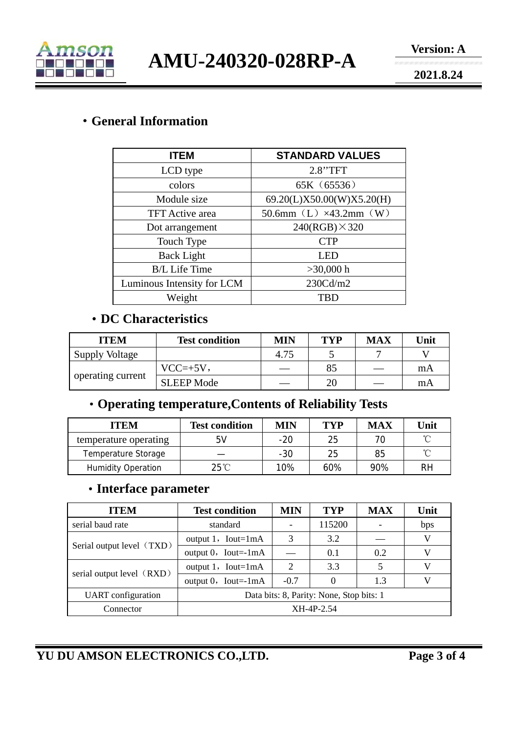## ・General Information

| ITEM | STANDARD VALUES |
|---|---|
| LCD type | 2.8''TFT |
| colors | 65K（65536） |
| Module size | 69.20(L)X50.00(W)X5.20(H) |
| TFT Active area | 50.6mm（L）×43.2mm（W） |
| Dot arrangement | 240(RGB)×320 |
| Touch Type | CTP |
| Back Light | LED |
| B/L Life Time | >30,000 h |
| Luminous Intensity for LCM | 230Cd/m2 |
| Weight | TBD |

## ・DC Characteristics

| ITEM | Test condition | MIN | TYP | MAX | Unit |
|---|---|---|---|---|---|
| Supply Voltage | | 4.75 | 5 | 7 | V |
| operating current | VCC=+5V， | — | 85 | — | mA |
| | SLEEP Mode | — | 20 | — | mA |

## ・Operating temperature,Contents of Reliability Tests

| ITEM | Test condition | MIN | TYP | MAX | Unit |
|---|---|---|---|---|---|
| temperature operating | 5V | -20 | 25 | 70 | ℃ |
| Temperature Storage | — | -30 | 25 | 85 | ℃ |
| Humidity Operation | 25℃ | 10% | 60% | 90% | RH |

## ・Interface parameter

| ITEM | Test condition | MIN | TYP | MAX | Unit |
|---|---|---|---|---|---|
| serial baud rate | standard | - | 115200 | - | bps |
| Serial output level（TXD） | output 1，Iout=1mA | 3 | 3.2 | — | V |
| | output 0，Iout=-1mA | — | 0.1 | 0.2 | V |
| serial output level（RXD） | output 1，Iout=1mA | 2 | 3.3 | 5 | V |
| | output 0，Iout=-1mA | -0.7 | 0 | 1.3 | V |
| UART configuration | Data bits: 8, Parity: None, Stop bits: 1 | | | | |
| Connector | XH-4P-2.54 | | | | |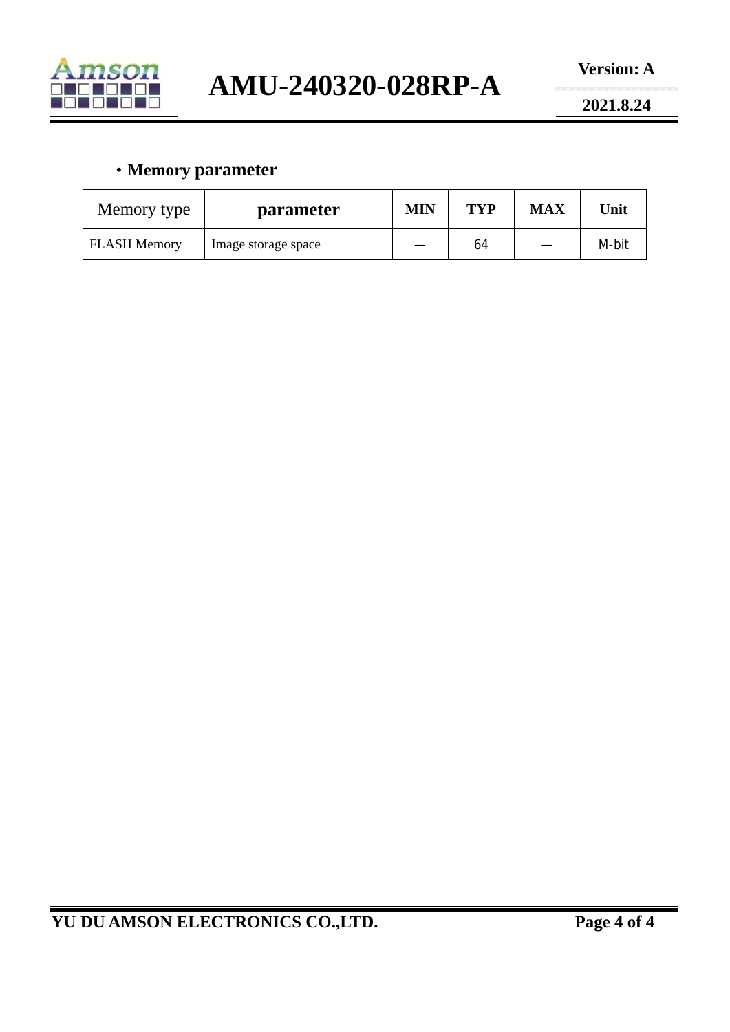- **Memory parameter**

| Memory type | **parameter** | **MIN** | **TYP** | **MAX** | **Unit** |
|---|---|---|---|---|---|
| FLASH Memory | Image storage space | — | 64 | — | M-bit |